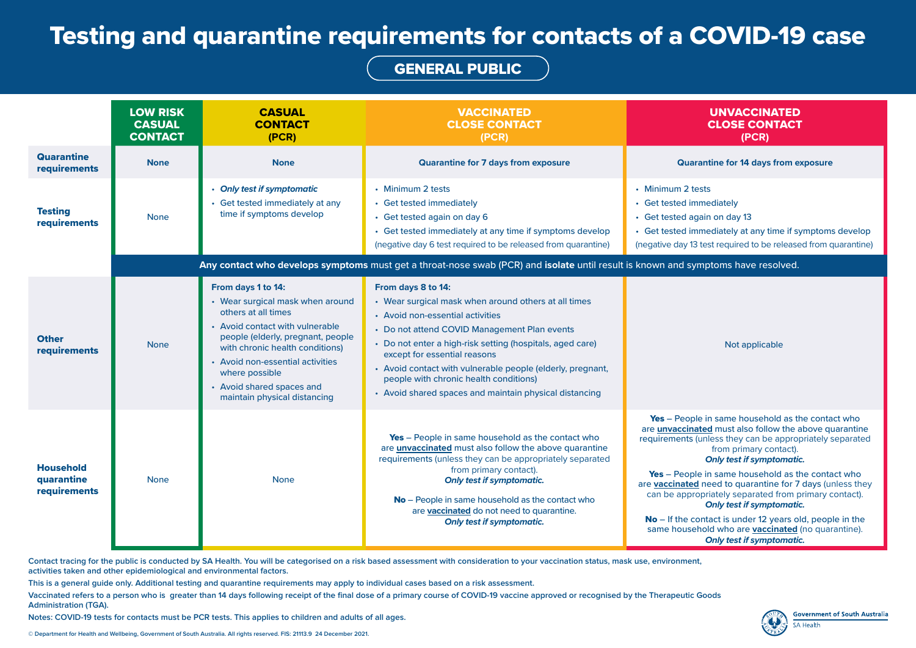# Testing and quarantine requirements for contacts of a COVID-19 case

## GENERAL PUBLIC

| | LOW RISK CASUAL CONTACT | CASUAL CONTACT (PCR) | VACCINATED CLOSE CONTACT (PCR) | UNVACCINATED CLOSE CONTACT (PCR) |
|---|---|---|---|---|
| **Quarantine requirements** | **None** | **None** | **Quarantine for 7 days from exposure** | **Quarantine for 14 days from exposure** |
| **Testing requirements** | None | • ***Only test if symptomatic***<br>• Get tested immediately at any time if symptoms develop | • Minimum 2 tests<br>• Get tested immediately<br>• Get tested again on day 6<br>• Get tested immediately at any time if symptoms develop<br>(negative day 6 test required to be released from quarantine) | • Minimum 2 tests<br>• Get tested immediately<br>• Get tested again on day 13<br>• Get tested immediately at any time if symptoms develop<br>(negative day 13 test required to be released from quarantine) |
| | **Any contact who develops symptoms** must get a throat-nose swab (PCR) and **isolate** until result is known and symptoms have resolved. | | | |
| **Other requirements** | None | **From days 1 to 14:**<br>• Wear surgical mask when around others at all times<br>• Avoid contact with vulnerable people (elderly, pregnant, people with chronic health conditions)<br>• Avoid non-essential activities where possible<br>• Avoid shared spaces and maintain physical distancing | **From days 8 to 14:**<br>• Wear surgical mask when around others at all times<br>• Avoid non-essential activities<br>• Do not attend COVID Management Plan events<br>• Do not enter a high-risk setting (hospitals, aged care) except for essential reasons<br>• Avoid contact with vulnerable people (elderly, pregnant, people with chronic health conditions)<br>• Avoid shared spaces and maintain physical distancing | Not applicable |
| **Household quarantine requirements** | None | None | **Yes** – People in same household as the contact who are **unvaccinated** must also follow the above quarantine requirements (unless they can be appropriately separated from primary contact). ***Only test if symptomatic.***<br><br>**No** – People in same household as the contact who are **vaccinated** do not need to quarantine. ***Only test if symptomatic.*** | **Yes** – People in same household as the contact who are **unvaccinated** must also follow the above quarantine requirements (unless they can be appropriately separated from primary contact). ***Only test if symptomatic.***<br><br>**Yes** – People in same household as the contact who are **vaccinated** need to quarantine for 7 days (unless they can be appropriately separated from primary contact). ***Only test if symptomatic.***<br><br>**No** – If the contact is under 12 years old, people in the same household who are **vaccinated** (no quarantine). ***Only test if symptomatic.*** |

Contact tracing for the public is conducted by SA Health. You will be categorised on a risk based assessment with consideration to your vaccination status, mask use, environment, activities taken and other epidemiological and environmental factors.

This is a general guide only. Additional testing and quarantine requirements may apply to individual cases based on a risk assessment.

Vaccinated refers to a person who is greater than 14 days following receipt of the final dose of a primary course of COVID-19 vaccine approved or recognised by the Therapeutic Goods Administration (TGA).

Notes: COVID-19 tests for contacts must be PCR tests. This applies to children and adults of all ages.

© Department for Health and Wellbeing, Government of South Australia. All rights reserved. FIS: 21113.9 24 December 2021.

Government of South Australia
SA Health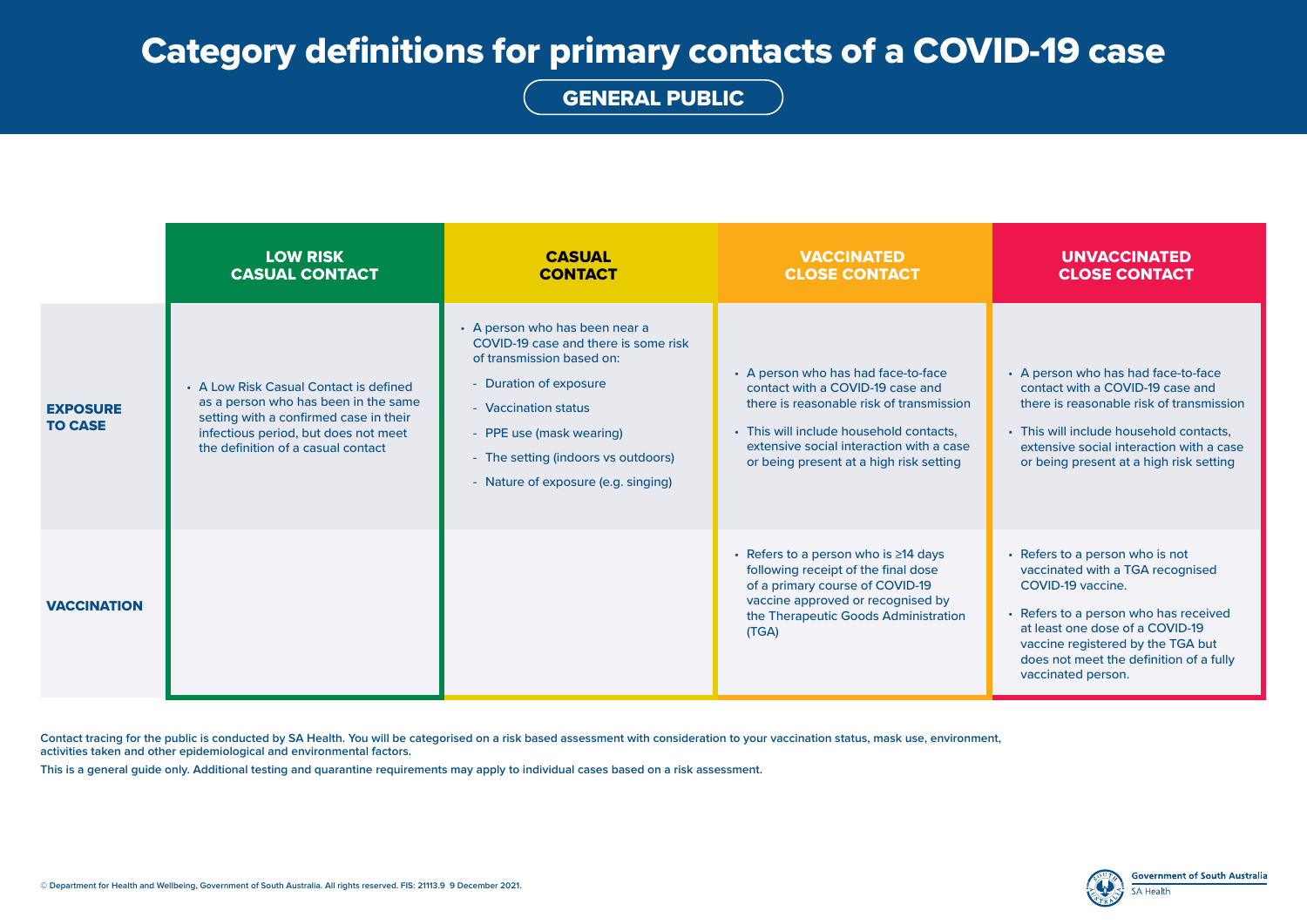# Category definitions for primary contacts of a COVID-19 case

## GENERAL PUBLIC

| | LOW RISK CASUAL CONTACT | CASUAL CONTACT | VACCINATED CLOSE CONTACT | UNVACCINATED CLOSE CONTACT |
|---|---|---|---|---|
| **EXPOSURE TO CASE** | • A Low Risk Casual Contact is defined as a person who has been in the same setting with a confirmed case in their infectious period, but does not meet the definition of a casual contact | • A person who has been near a COVID-19 case and there is some risk of transmission based on:<br>- Duration of exposure<br>- Vaccination status<br>- PPE use (mask wearing)<br>- The setting (indoors vs outdoors)<br>- Nature of exposure (e.g. singing) | • A person who has had face-to-face contact with a COVID-19 case and there is reasonable risk of transmission<br>• This will include household contacts, extensive social interaction with a case or being present at a high risk setting | • A person who has had face-to-face contact with a COVID-19 case and there is reasonable risk of transmission<br>• This will include household contacts, extensive social interaction with a case or being present at a high risk setting |
| **VACCINATION** | | | • Refers to a person who is ≥14 days following receipt of the final dose of a primary course of COVID-19 vaccine approved or recognised by the Therapeutic Goods Administration (TGA) | • Refers to a person who is not vaccinated with a TGA recognised COVID-19 vaccine.<br>• Refers to a person who has received at least one dose of a COVID-19 vaccine registered by the TGA but does not meet the definition of a fully vaccinated person. |

**Contact tracing for the public is conducted by SA Health. You will be categorised on a risk based assessment with consideration to your vaccination status, mask use, environment, activities taken and other epidemiological and environmental factors.**

**This is a general guide only. Additional testing and quarantine requirements may apply to individual cases based on a risk assessment.**

© Department for Health and Wellbeing, Government of South Australia. All rights reserved. FIS: 21113.9 9 December 2021.

Government of South Australia
SA Health